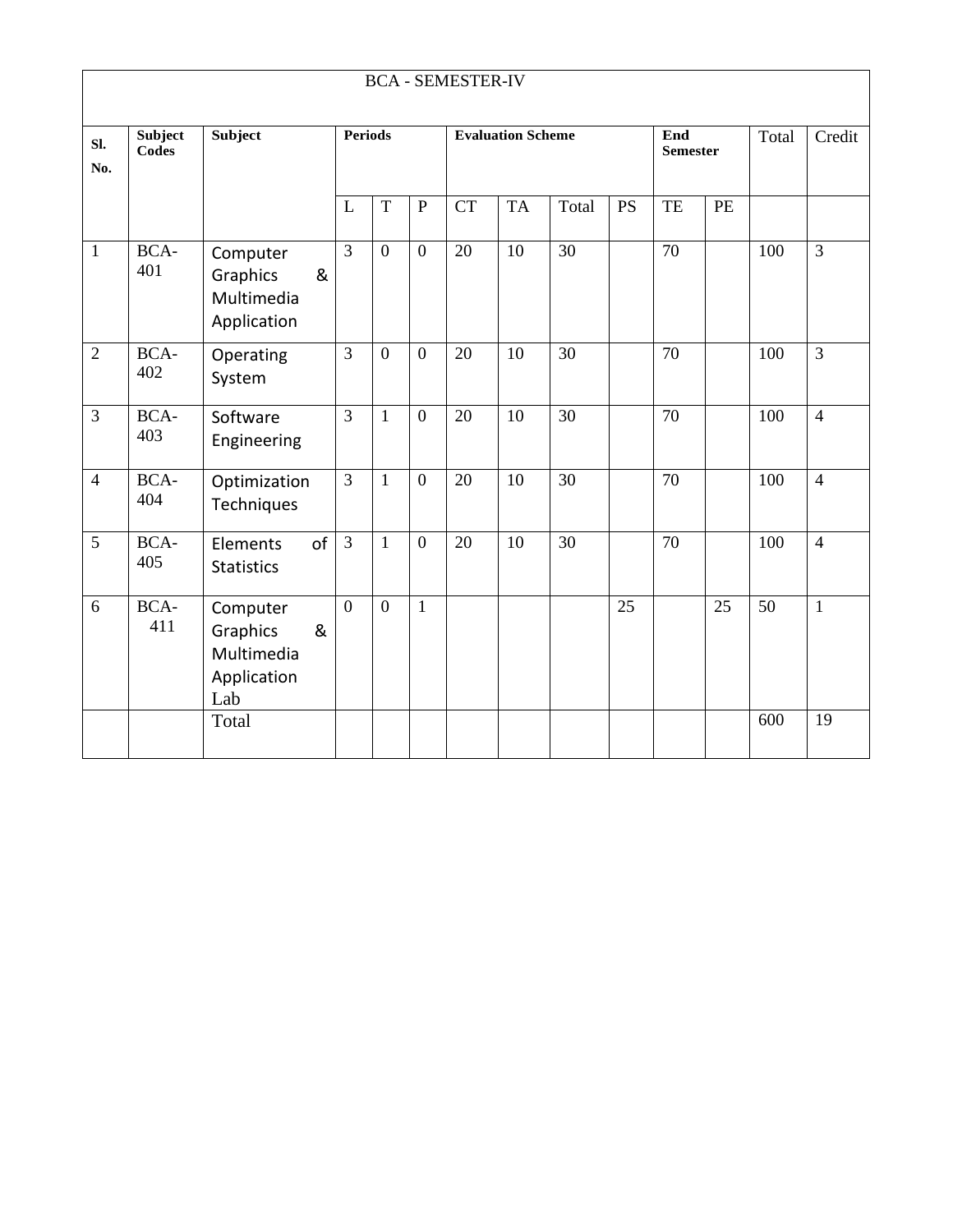| BCA - SEMESTER-IV | | | | | | | | | | | | | | |
|---|---|---|---|---|---|---|---|---|---|---|---|---|---|---|
| **Sl. No.** | **Subject Codes** | **Subject** | **Periods** | | | **Evaluation Scheme** | | | | **End Semester** | | Total | Credit |
| | | | L | T | P | CT | TA | Total | PS | TE | PE | | |
| 1 | BCA-401 | Computer Graphics & Multimedia Application | 3 | 0 | 0 | 20 | 10 | 30 | | 70 | | 100 | 3 |
| 2 | BCA-402 | Operating System | 3 | 0 | 0 | 20 | 10 | 30 | | 70 | | 100 | 3 |
| 3 | BCA-403 | Software Engineering | 3 | 1 | 0 | 20 | 10 | 30 | | 70 | | 100 | 4 |
| 4 | BCA-404 | Optimization Techniques | 3 | 1 | 0 | 20 | 10 | 30 | | 70 | | 100 | 4 |
| 5 | BCA-405 | Elements of Statistics | 3 | 1 | 0 | 20 | 10 | 30 | | 70 | | 100 | 4 |
| 6 | BCA-411 | Computer Graphics & Multimedia Application Lab | 0 | 0 | 1 | | | | 25 | | 25 | 50 | 1 |
| | | Total | | | | | | | | | | 600 | 19 |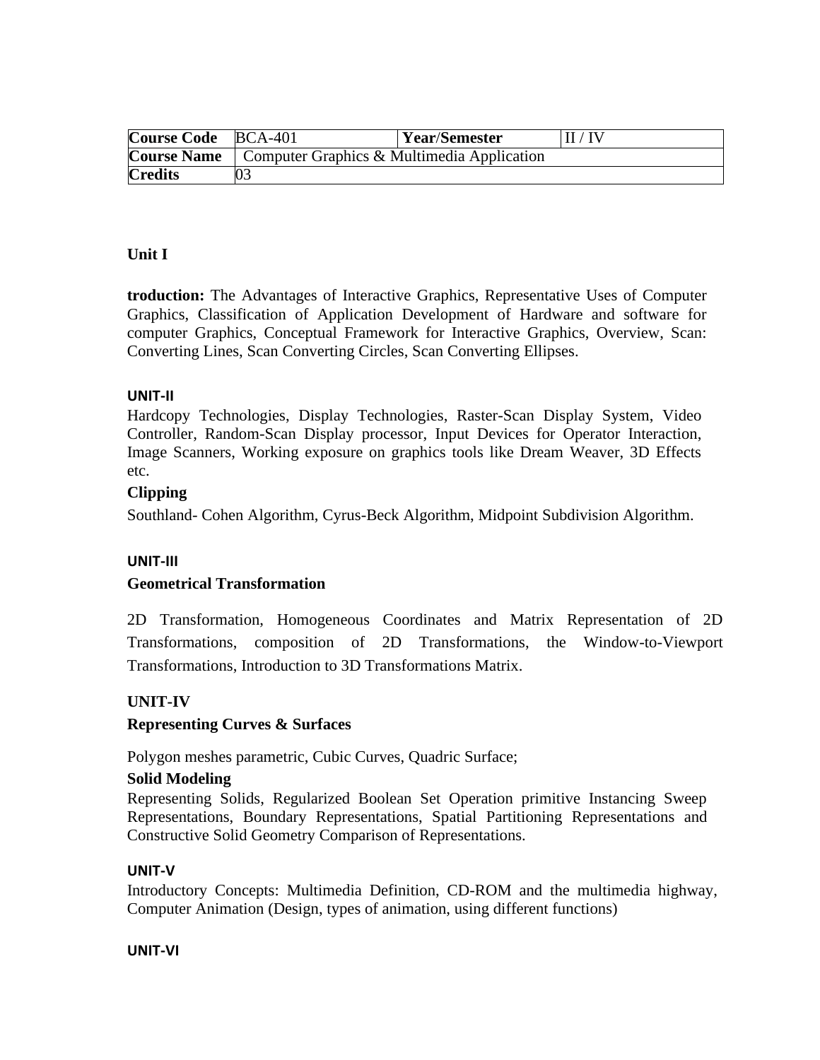| Course Code | BCA-401 | Year/Semester | II / IV |
|---|---|---|---|
| Course Name | Computer Graphics & Multimedia Application | | |
| Credits | 03 | | |

**Unit I**

**troduction:** The Advantages of Interactive Graphics, Representative Uses of Computer Graphics, Classification of Application Development of Hardware and software for computer Graphics, Conceptual Framework for Interactive Graphics, Overview, Scan: Converting Lines, Scan Converting Circles, Scan Converting Ellipses.

**UNIT-II**

Hardcopy Technologies, Display Technologies, Raster-Scan Display System, Video Controller, Random-Scan Display processor, Input Devices for Operator Interaction, Image Scanners, Working exposure on graphics tools like Dream Weaver, 3D Effects etc.

**Clipping**

Southland- Cohen Algorithm, Cyrus-Beck Algorithm, Midpoint Subdivision Algorithm.

**UNIT-III**

**Geometrical Transformation**

2D Transformation, Homogeneous Coordinates and Matrix Representation of 2D Transformations, composition of 2D Transformations, the Window-to-Viewport Transformations, Introduction to 3D Transformations Matrix.

**UNIT-IV**

**Representing Curves & Surfaces**

Polygon meshes parametric, Cubic Curves, Quadric Surface;

**Solid Modeling**

Representing Solids, Regularized Boolean Set Operation primitive Instancing Sweep Representations, Boundary Representations, Spatial Partitioning Representations and Constructive Solid Geometry Comparison of Representations.

**UNIT-V**

Introductory Concepts: Multimedia Definition, CD-ROM and the multimedia highway, Computer Animation (Design, types of animation, using different functions)

**UNIT-VI**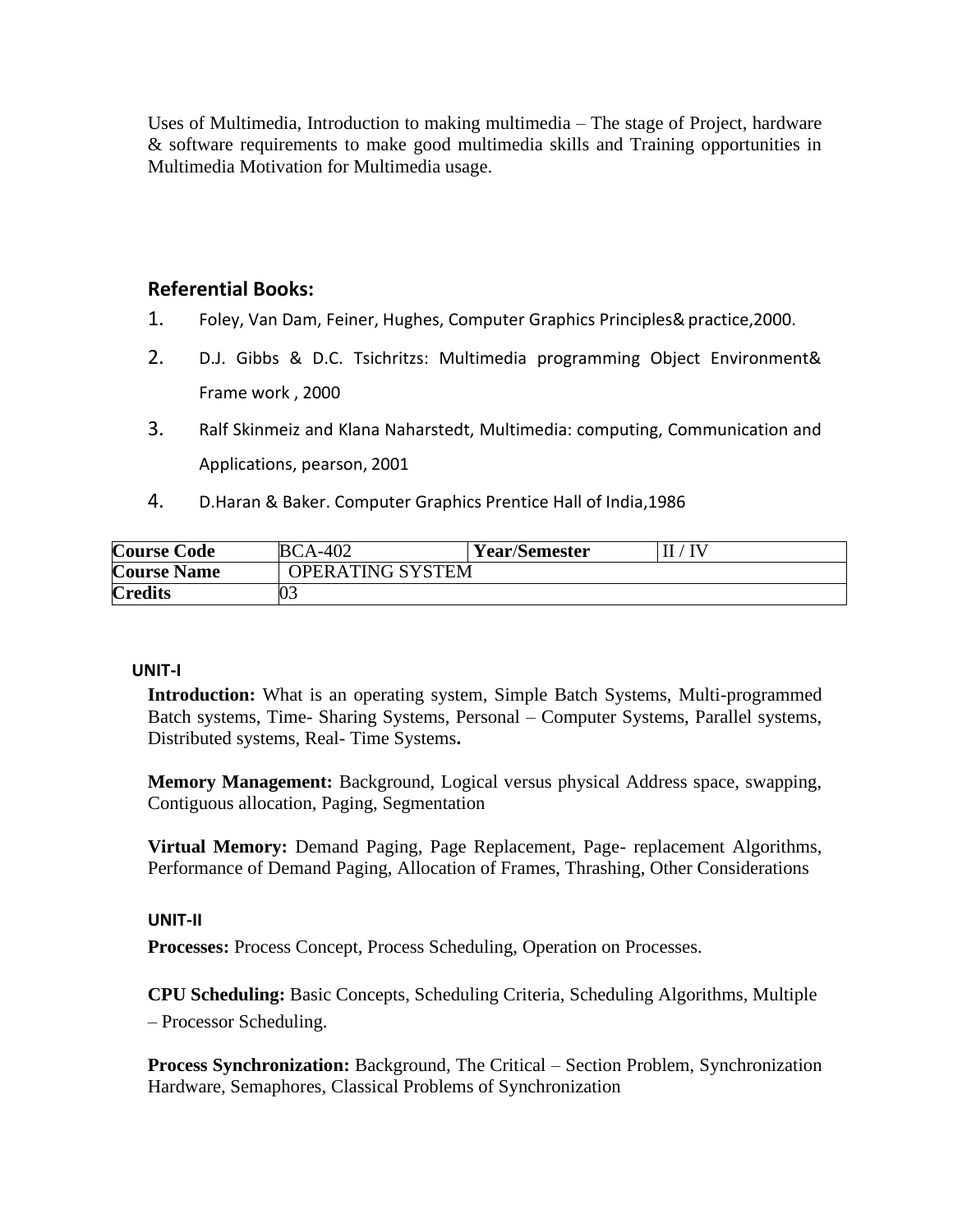Uses of Multimedia, Introduction to making multimedia – The stage of Project, hardware & software requirements to make good multimedia skills and Training opportunities in Multimedia Motivation for Multimedia usage.

## Referential Books:

1. Foley, Van Dam, Feiner, Hughes, Computer Graphics Principles& practice,2000.
2. D.J. Gibbs & D.C. Tsichritzs: Multimedia programming Object Environment& Frame work , 2000
3. Ralf Skinmeiz and Klana Naharstedt, Multimedia: computing, Communication and Applications, pearson, 2001
4. D.Haran & Baker. Computer Graphics Prentice Hall of India,1986

| **Course Code** | BCA-402 | **Year/Semester** | II / IV |
|---|---|---|---|
| **Course Name** | OPERATING SYSTEM | | |
| **Credits** | 03 | | |

### UNIT-I

**Introduction:** What is an operating system, Simple Batch Systems, Multi-programmed Batch systems, Time- Sharing Systems, Personal – Computer Systems, Parallel systems, Distributed systems, Real- Time Systems**.**

**Memory Management:** Background, Logical versus physical Address space, swapping, Contiguous allocation, Paging, Segmentation

**Virtual Memory:** Demand Paging, Page Replacement, Page- replacement Algorithms, Performance of Demand Paging, Allocation of Frames, Thrashing, Other Considerations

### UNIT-II

**Processes:** Process Concept, Process Scheduling, Operation on Processes.

**CPU Scheduling:** Basic Concepts, Scheduling Criteria, Scheduling Algorithms, Multiple – Processor Scheduling.

**Process Synchronization:** Background, The Critical – Section Problem, Synchronization Hardware, Semaphores, Classical Problems of Synchronization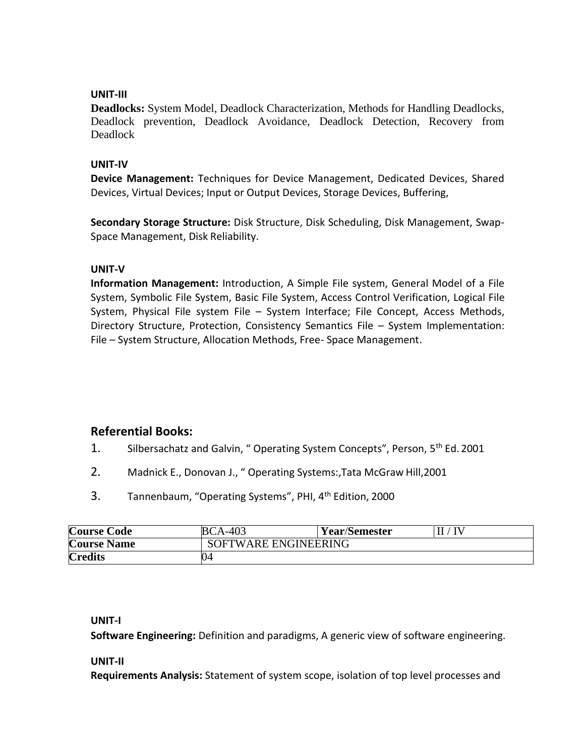**UNIT-III**

**Deadlocks:** System Model, Deadlock Characterization, Methods for Handling Deadlocks, Deadlock prevention, Deadlock Avoidance, Deadlock Detection, Recovery from Deadlock

**UNIT-IV**

**Device Management:** Techniques for Device Management, Dedicated Devices, Shared Devices, Virtual Devices; Input or Output Devices, Storage Devices, Buffering,

**Secondary Storage Structure:** Disk Structure, Disk Scheduling, Disk Management, Swap-Space Management, Disk Reliability.

**UNIT-V**

**Information Management:** Introduction, A Simple File system, General Model of a File System, Symbolic File System, Basic File System, Access Control Verification, Logical File System, Physical File system File – System Interface; File Concept, Access Methods, Directory Structure, Protection, Consistency Semantics File – System Implementation: File – System Structure, Allocation Methods, Free- Space Management.

## Referential Books:

1. Silbersachatz and Galvin, " Operating System Concepts", Person, 5th Ed. 2001
2. Madnick E., Donovan J., " Operating Systems:,Tata McGraw Hill,2001
3. Tannenbaum, "Operating Systems", PHI, 4th Edition, 2000

| **Course Code** | BCA-403 | **Year/Semester** | II / IV |
|---|---|---|---|
| **Course Name** | SOFTWARE ENGINEERING | | |
| **Credits** | 04 | | |

**UNIT-I**

**Software Engineering:** Definition and paradigms, A generic view of software engineering.

**UNIT-II**

**Requirements Analysis:** Statement of system scope, isolation of top level processes and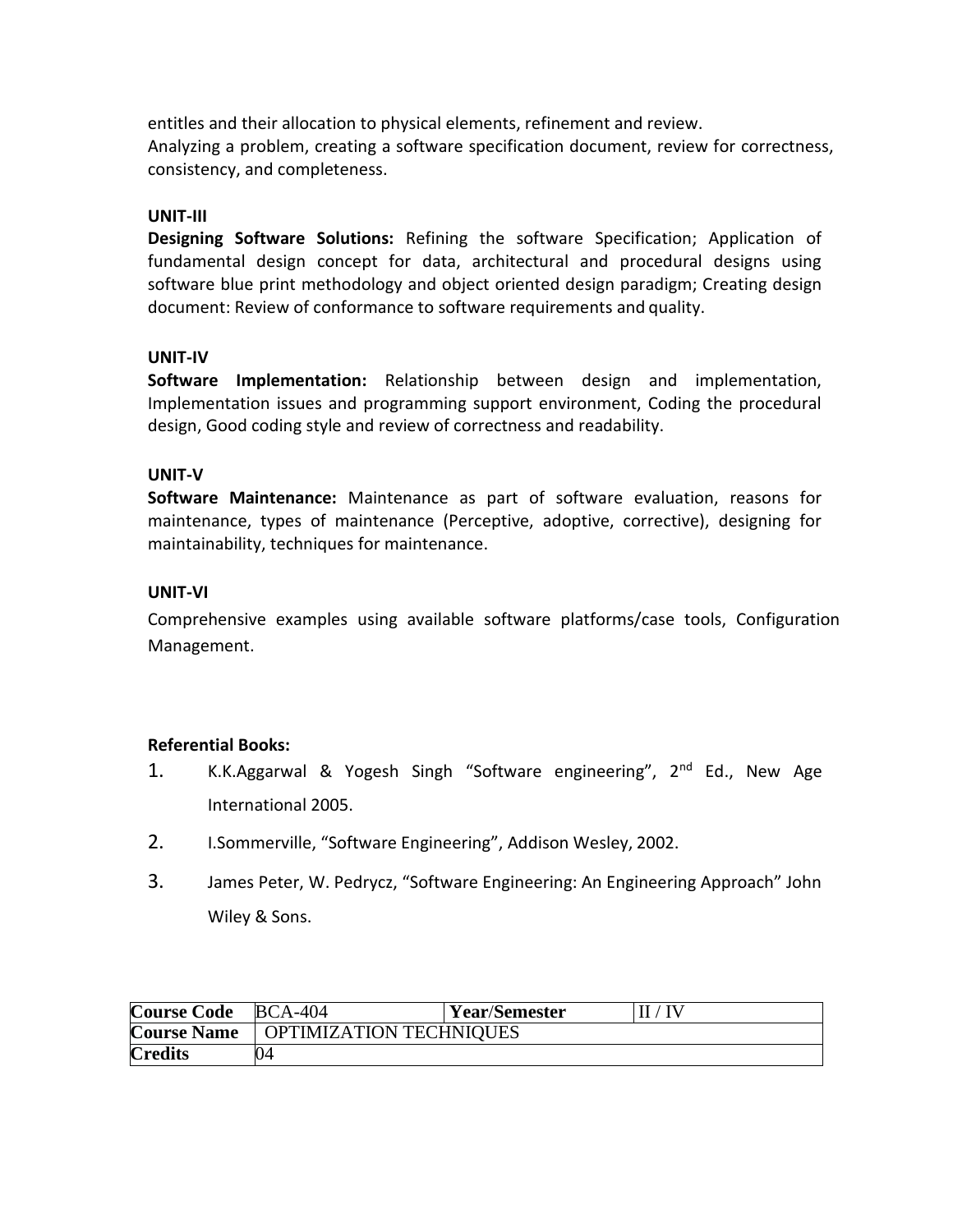entitles and their allocation to physical elements, refinement and review.
Analyzing a problem, creating a software specification document, review for correctness, consistency, and completeness.

**UNIT-III**

**Designing Software Solutions:** Refining the software Specification; Application of fundamental design concept for data, architectural and procedural designs using software blue print methodology and object oriented design paradigm; Creating design document: Review of conformance to software requirements and quality.

**UNIT-IV**

**Software Implementation:** Relationship between design and implementation, Implementation issues and programming support environment, Coding the procedural design, Good coding style and review of correctness and readability.

**UNIT-V**

**Software Maintenance:** Maintenance as part of software evaluation, reasons for maintenance, types of maintenance (Perceptive, adoptive, corrective), designing for maintainability, techniques for maintenance.

**UNIT-VI**

Comprehensive examples using available software platforms/case tools, Configuration Management.

**Referential Books:**

1. K.K.Aggarwal & Yogesh Singh "Software engineering", 2nd Ed., New Age International 2005.
2. I.Sommerville, "Software Engineering", Addison Wesley, 2002.
3. James Peter, W. Pedrycz, "Software Engineering: An Engineering Approach" John Wiley & Sons.

| **Course Code** | BCA-404 | **Year/Semester** | II / IV |
|---|---|---|---|
| **Course Name** | OPTIMIZATION TECHNIQUES | | |
| **Credits** | 04 | | |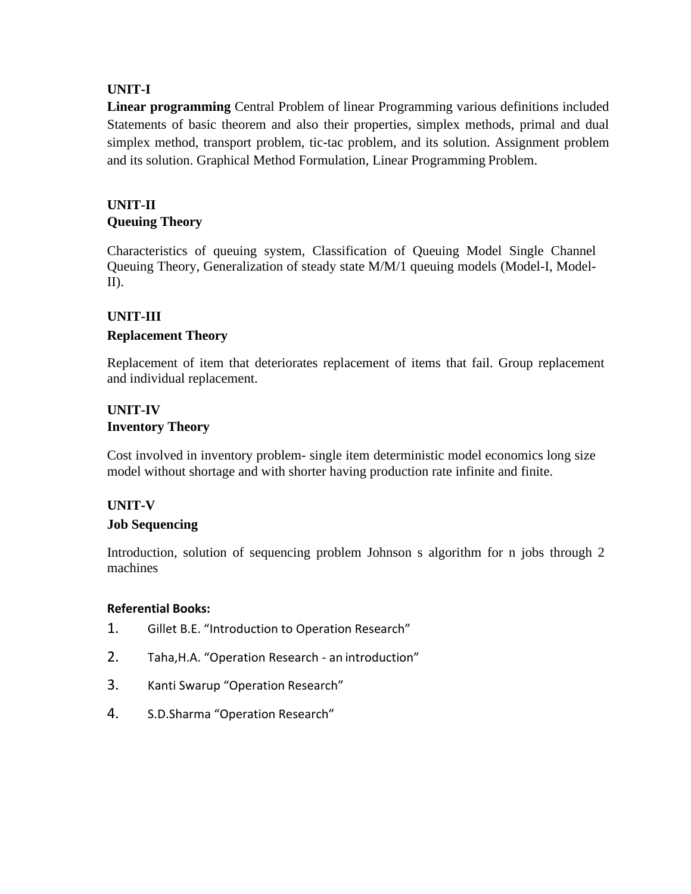## UNIT-I

**Linear programming** Central Problem of linear Programming various definitions included Statements of basic theorem and also their properties, simplex methods, primal and dual simplex method, transport problem, tic-tac problem, and its solution. Assignment problem and its solution. Graphical Method Formulation, Linear Programming Problem.

## UNIT-II

### Queuing Theory

Characteristics of queuing system, Classification of Queuing Model Single Channel Queuing Theory, Generalization of steady state M/M/1 queuing models (Model-I, Model-II).

## UNIT-III

### Replacement Theory

Replacement of item that deteriorates replacement of items that fail. Group replacement and individual replacement.

## UNIT-IV

### Inventory Theory

Cost involved in inventory problem- single item deterministic model economics long size model without shortage and with shorter having production rate infinite and finite.

## UNIT-V

### Job Sequencing

Introduction, solution of sequencing problem Johnson s algorithm for n jobs through 2 machines

**Referential Books:**

1. Gillet B.E. "Introduction to Operation Research"
2. Taha,H.A. "Operation Research - an introduction"
3. Kanti Swarup "Operation Research"
4. S.D.Sharma "Operation Research"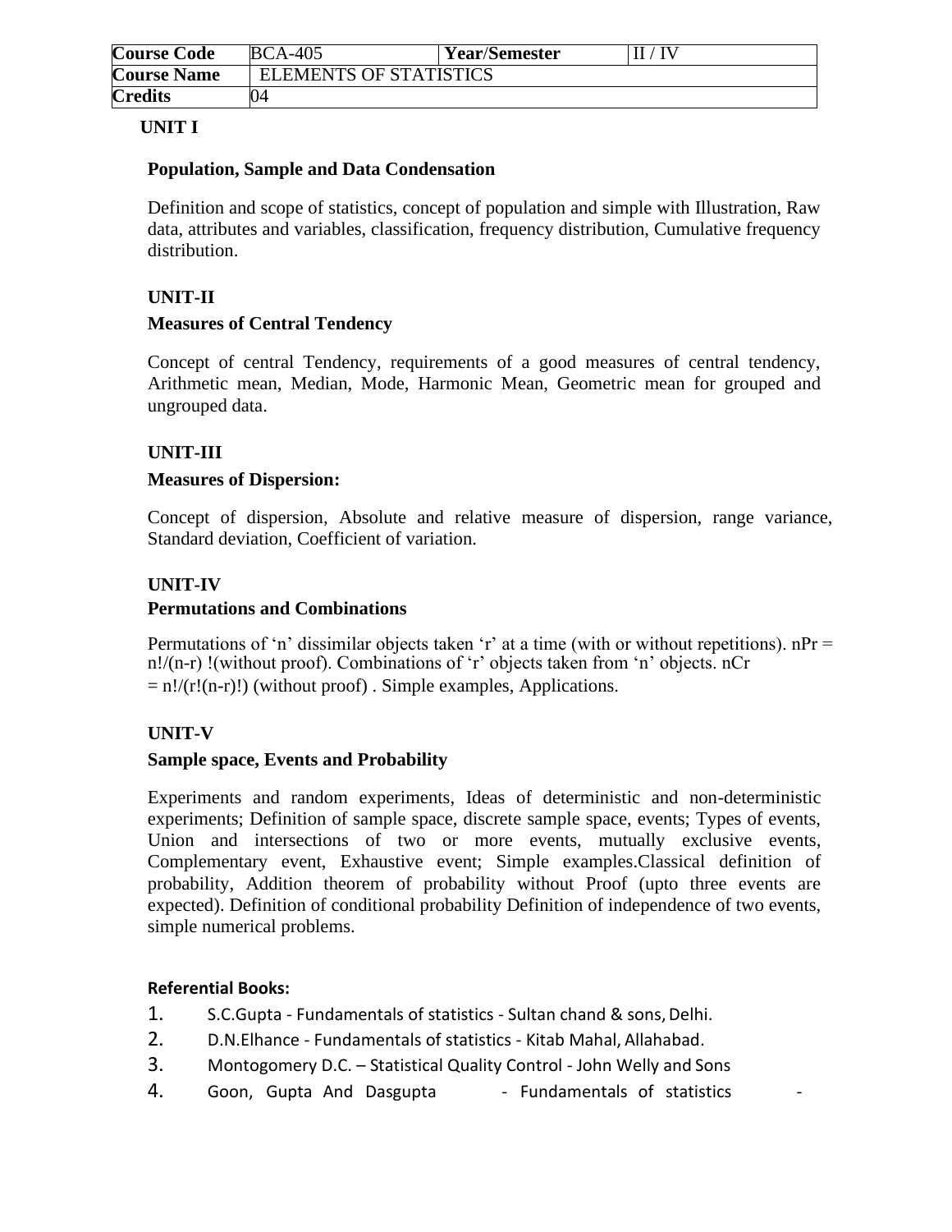| Course Code | BCA-405 | Year/Semester | II / IV |
|---|---|---|---|
| Course Name | ELEMENTS OF STATISTICS | | |
| Credits | 04 | | |

## UNIT I

### Population, Sample and Data Condensation

Definition and scope of statistics, concept of population and simple with Illustration, Raw data, attributes and variables, classification, frequency distribution, Cumulative frequency distribution.

## UNIT-II

### Measures of Central Tendency

Concept of central Tendency, requirements of a good measures of central tendency, Arithmetic mean, Median, Mode, Harmonic Mean, Geometric mean for grouped and ungrouped data.

## UNIT-III

### Measures of Dispersion:

Concept of dispersion, Absolute and relative measure of dispersion, range variance, Standard deviation, Coefficient of variation.

## UNIT-IV

### Permutations and Combinations

Permutations of 'n' dissimilar objects taken 'r' at a time (with or without repetitions). $nPr = n!/(n-r)!$ (without proof). Combinations of 'r' objects taken from 'n' objects. $nCr = n!/(r!(n-r)!)$ (without proof) . Simple examples, Applications.

## UNIT-V

### Sample space, Events and Probability

Experiments and random experiments, Ideas of deterministic and non-deterministic experiments; Definition of sample space, discrete sample space, events; Types of events, Union and intersections of two or more events, mutually exclusive events, Complementary event, Exhaustive event; Simple examples.Classical definition of probability, Addition theorem of probability without Proof (upto three events are expected). Definition of conditional probability Definition of independence of two events, simple numerical problems.

**Referential Books:**

1. S.C.Gupta - Fundamentals of statistics - Sultan chand & sons, Delhi.
2. D.N.Elhance - Fundamentals of statistics - Kitab Mahal, Allahabad.
3. Montogomery D.C. – Statistical Quality Control - John Welly and Sons
4. Goon, Gupta And Dasgupta - Fundamentals of statistics -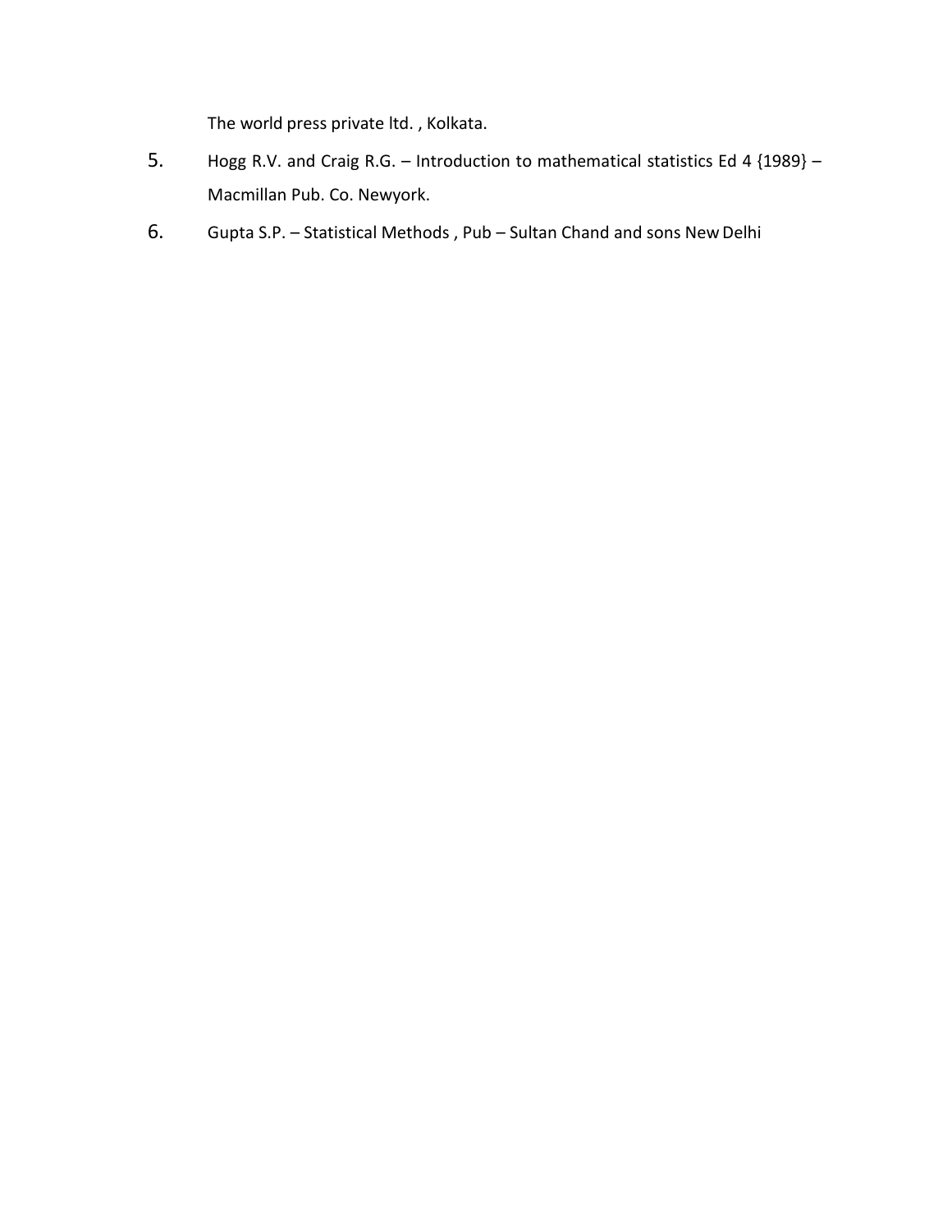The world press private ltd. , Kolkata.

5. Hogg R.V. and Craig R.G. – Introduction to mathematical statistics Ed 4 {1989} – Macmillan Pub. Co. Newyork.
6. Gupta S.P. – Statistical Methods , Pub – Sultan Chand and sons New Delhi